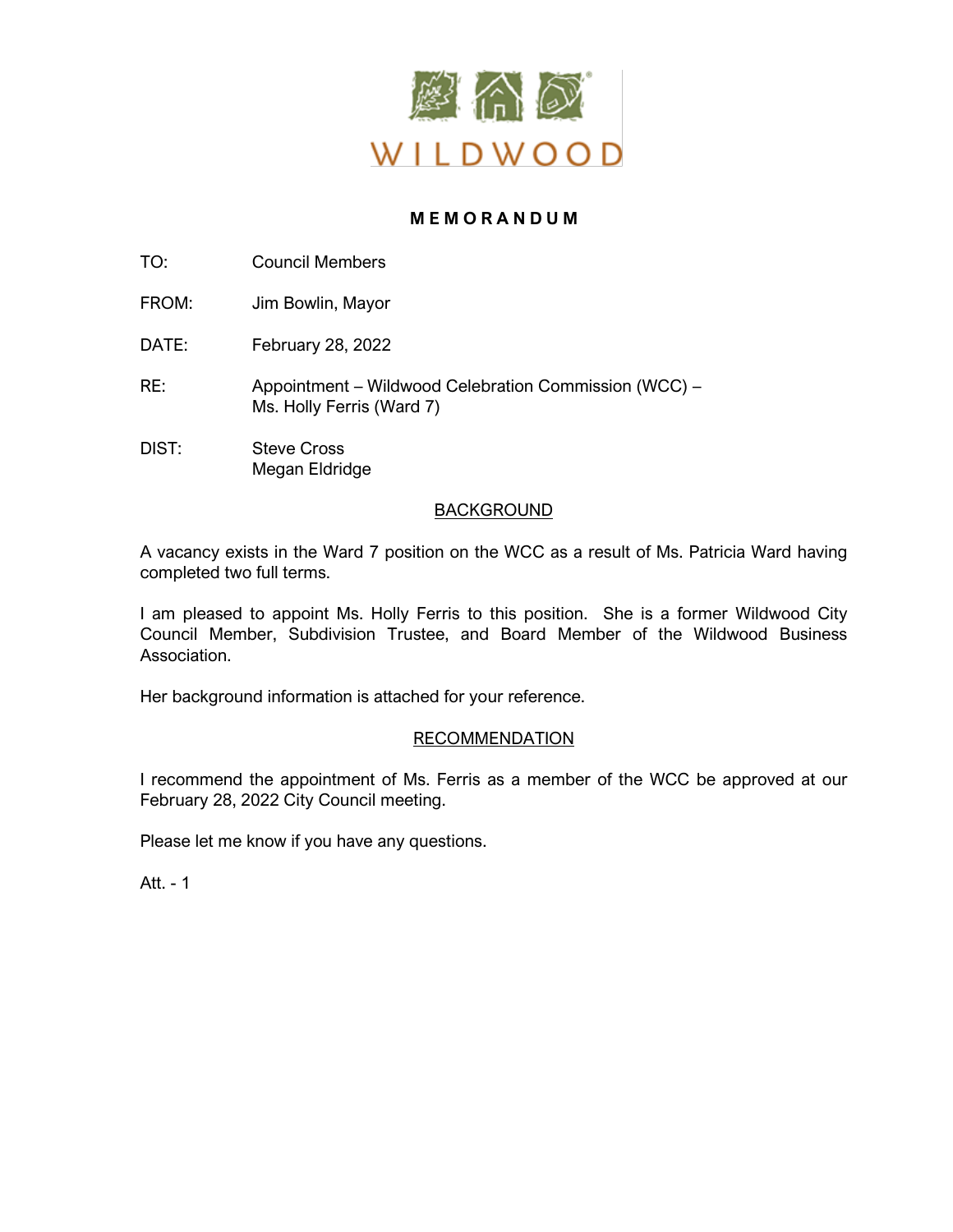WILDWOOD

# MEMORANDUM

TO: Council Members

FROM: Jim Bowlin, Mayor

DATE: February 28, 2022

RE: Appointment – Wildwood Celebration Commission (WCC) – Ms. Holly Ferris (Ward 7)

DIST: Steve Cross
Megan Eldridge

## BACKGROUND

A vacancy exists in the Ward 7 position on the WCC as a result of Ms. Patricia Ward having completed two full terms.

I am pleased to appoint Ms. Holly Ferris to this position. She is a former Wildwood City Council Member, Subdivision Trustee, and Board Member of the Wildwood Business Association.

Her background information is attached for your reference.

## RECOMMENDATION

I recommend the appointment of Ms. Ferris as a member of the WCC be approved at our February 28, 2022 City Council meeting.

Please let me know if you have any questions.

Att. - 1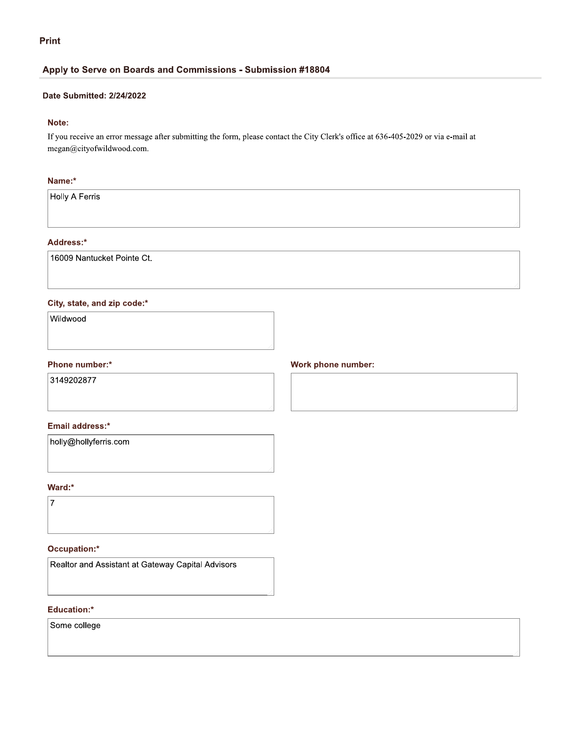Print

## Apply to Serve on Boards and Commissions - Submission #18804

**Date Submitted: 2/24/2022**

**Note:**

If you receive an error message after submitting the form, please contact the City Clerk's office at 636-405-2029 or via e-mail at megan@cityofwildwood.com.

**Name:***

Holly A Ferris

**Address:***

16009 Nantucket Pointe Ct.

**City, state, and zip code:***

Wildwood

**Phone number:***

3149202877

**Work phone number:**

**Email address:***

holly@hollyferris.com

**Ward:***

7

**Occupation:***

Realtor and Assistant at Gateway Capital Advisors

**Education:***

Some college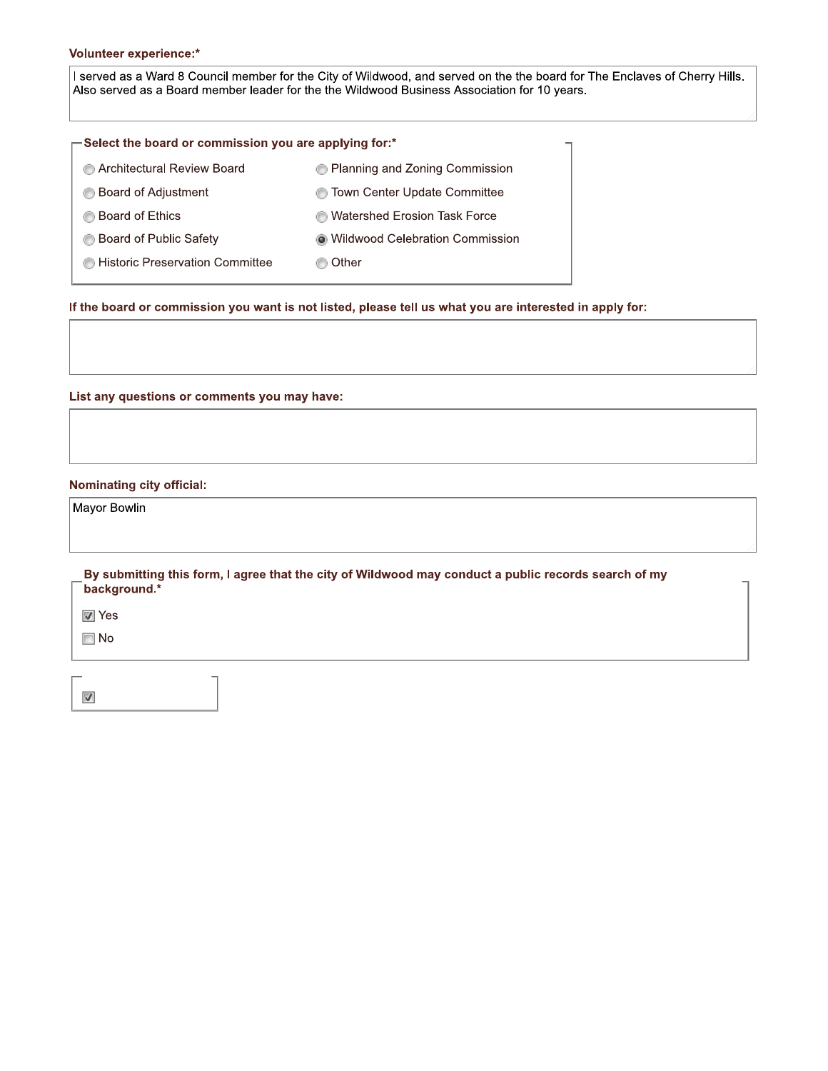**Volunteer experience:***

I served as a Ward 8 Council member for the City of Wildwood, and served on the the board for The Enclaves of Cherry Hills. Also served as a Board member leader for the the Wildwood Business Association for 10 years.

**Select the board or commission you are applying for:***

- ( ) Architectural Review Board
- ( ) Board of Adjustment
- ( ) Board of Ethics
- ( ) Board of Public Safety
- ( ) Historic Preservation Committee
- ( ) Planning and Zoning Commission
- ( ) Town Center Update Committee
- ( ) Watershed Erosion Task Force
- (•) Wildwood Celebration Commission
- ( ) Other

**If the board or commission you want is not listed, please tell us what you are interested in apply for:**

**List any questions or comments you may have:**

**Nominating city official:**

Mayor Bowlin

**By submitting this form, I agree that the city of Wildwood may conduct a public records search of my background.***

- [x] Yes
- [ ] No

- [x]